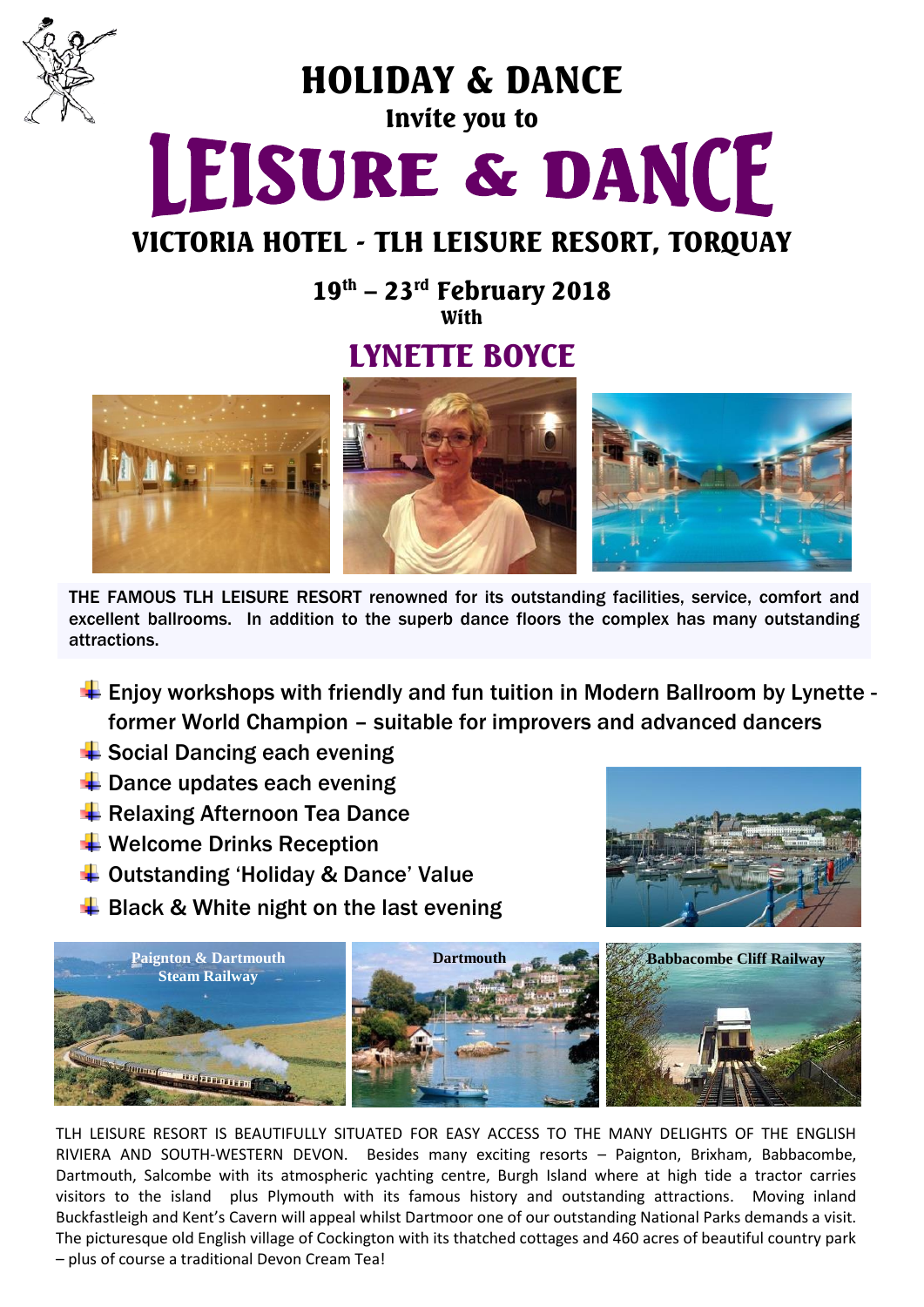# HOLIDAY & DANCE

Invite you to

# LEISURE & DANCE

## VICTORIA HOTEL - TLH LEISURE RESORT, TORQUAY

**19th – 23rd February 2018**

With

## LYNETTE BOYCE

THE FAMOUS TLH LEISURE RESORT renowned for its outstanding facilities, service, comfort and excellent ballrooms. In addition to the superb dance floors the complex has many outstanding attractions.

- Enjoy workshops with friendly and fun tuition in Modern Ballroom by Lynette - former World Champion – suitable for improvers and advanced dancers
- Social Dancing each evening
- Dance updates each evening
- Relaxing Afternoon Tea Dance
- Welcome Drinks Reception
- Outstanding 'Holiday & Dance' Value
- Black & White night on the last evening

Paignton & Dartmouth Steam Railway

Dartmouth

Babbacombe Cliff Railway

TLH LEISURE RESORT IS BEAUTIFULLY SITUATED FOR EASY ACCESS TO THE MANY DELIGHTS OF THE ENGLISH RIVIERA AND SOUTH-WESTERN DEVON. Besides many exciting resorts – Paignton, Brixham, Babbacombe, Dartmouth, Salcombe with its atmospheric yachting centre, Burgh Island where at high tide a tractor carries visitors to the island plus Plymouth with its famous history and outstanding attractions. Moving inland Buckfastleigh and Kent's Cavern will appeal whilst Dartmoor one of our outstanding National Parks demands a visit. The picturesque old English village of Cockington with its thatched cottages and 460 acres of beautiful country park – plus of course a traditional Devon Cream Tea!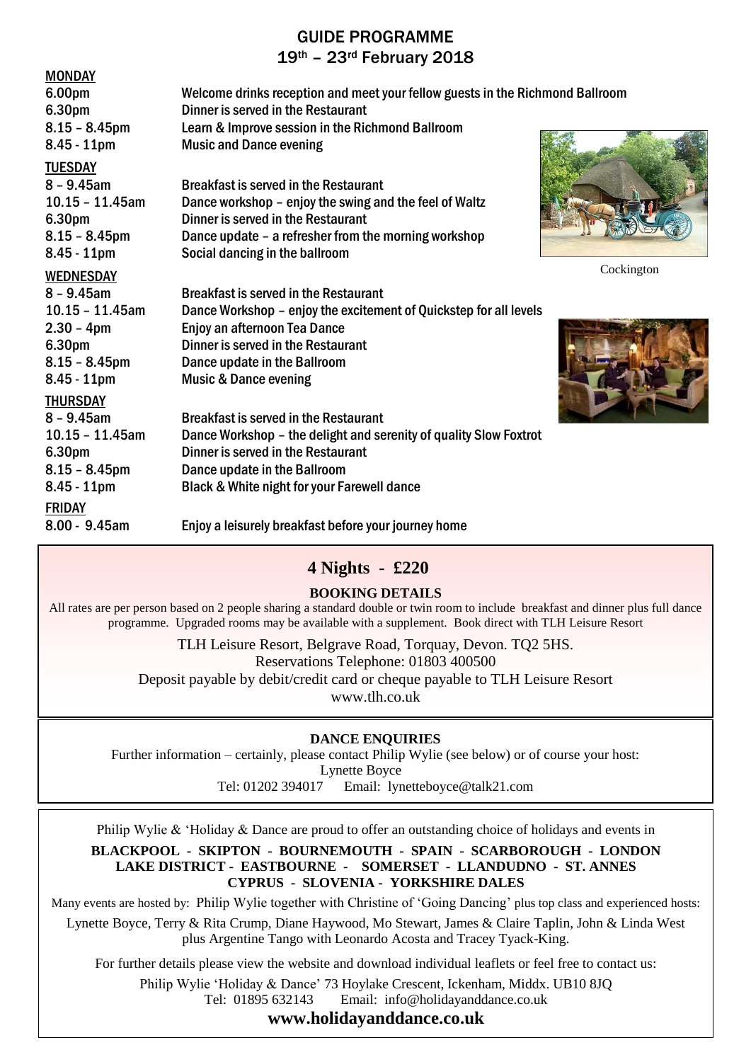# GUIDE PROGRAMME
## 19th – 23rd February 2018

**MONDAY**

| | |
|---|---|
| 6.00pm | Welcome drinks reception and meet your fellow guests in the Richmond Ballroom |
| 6.30pm | Dinner is served in the Restaurant |
| 8.15 – 8.45pm | Learn & Improve session in the Richmond Ballroom |
| 8.45 - 11pm | Music and Dance evening |

**TUESDAY**

| | |
|---|---|
| 8 – 9.45am | Breakfast is served in the Restaurant |
| 10.15 – 11.45am | Dance workshop – enjoy the swing and the feel of Waltz |
| 6.30pm | Dinner is served in the Restaurant |
| 8.15 – 8.45pm | Dance update – a refresher from the morning workshop |
| 8.45 - 11pm | Social dancing in the ballroom |

Cockington

**WEDNESDAY**

| | |
|---|---|
| 8 – 9.45am | Breakfast is served in the Restaurant |
| 10.15 – 11.45am | Dance Workshop – enjoy the excitement of Quickstep for all levels |
| 2.30 – 4pm | Enjoy an afternoon Tea Dance |
| 6.30pm | Dinner is served in the Restaurant |
| 8.15 – 8.45pm | Dance update in the Ballroom |
| 8.45 - 11pm | Music & Dance evening |

**THURSDAY**

| | |
|---|---|
| 8 – 9.45am | Breakfast is served in the Restaurant |
| 10.15 – 11.45am | Dance Workshop – the delight and serenity of quality Slow Foxtrot |
| 6.30pm | Dinner is served in the Restaurant |
| 8.15 – 8.45pm | Dance update in the Ballroom |
| 8.45 - 11pm | Black & White night for your Farewell dance |

**FRIDAY**

| | |
|---|---|
| 8.00 - 9.45am | Enjoy a leisurely breakfast before your journey home |

## 4 Nights - £220

**BOOKING DETAILS**

All rates are per person based on 2 people sharing a standard double or twin room to include breakfast and dinner plus full dance programme. Upgraded rooms may be available with a supplement. Book direct with TLH Leisure Resort

TLH Leisure Resort, Belgrave Road, Torquay, Devon. TQ2 5HS.
Reservations Telephone: 01803 400500
Deposit payable by debit/credit card or cheque payable to TLH Leisure Resort
www.tlh.co.uk

**DANCE ENQUIRIES**

Further information – certainly, please contact Philip Wylie (see below) or of course your host:
Lynette Boyce
Tel: 01202 394017 Email: lynetteboyce@talk21.com

Philip Wylie & 'Holiday & Dance are proud to offer an outstanding choice of holidays and events in

**BLACKPOOL - SKIPTON - BOURNEMOUTH - SPAIN - SCARBOROUGH - LONDON LAKE DISTRICT - EASTBOURNE - SOMERSET - LLANDUDNO - ST. ANNES CYPRUS - SLOVENIA - YORKSHIRE DALES**

Many events are hosted by: Philip Wylie together with Christine of 'Going Dancing' plus top class and experienced hosts:

Lynette Boyce, Terry & Rita Crump, Diane Haywood, Mo Stewart, James & Claire Taplin, John & Linda West plus Argentine Tango with Leonardo Acosta and Tracey Tyack-King.

For further details please view the website and download individual leaflets or feel free to contact us:

Philip Wylie 'Holiday & Dance' 73 Hoylake Crescent, Ickenham, Middx. UB10 8JQ
Tel: 01895 632143 Email: info@holidayanddance.co.uk

**www.holidayanddance.co.uk**